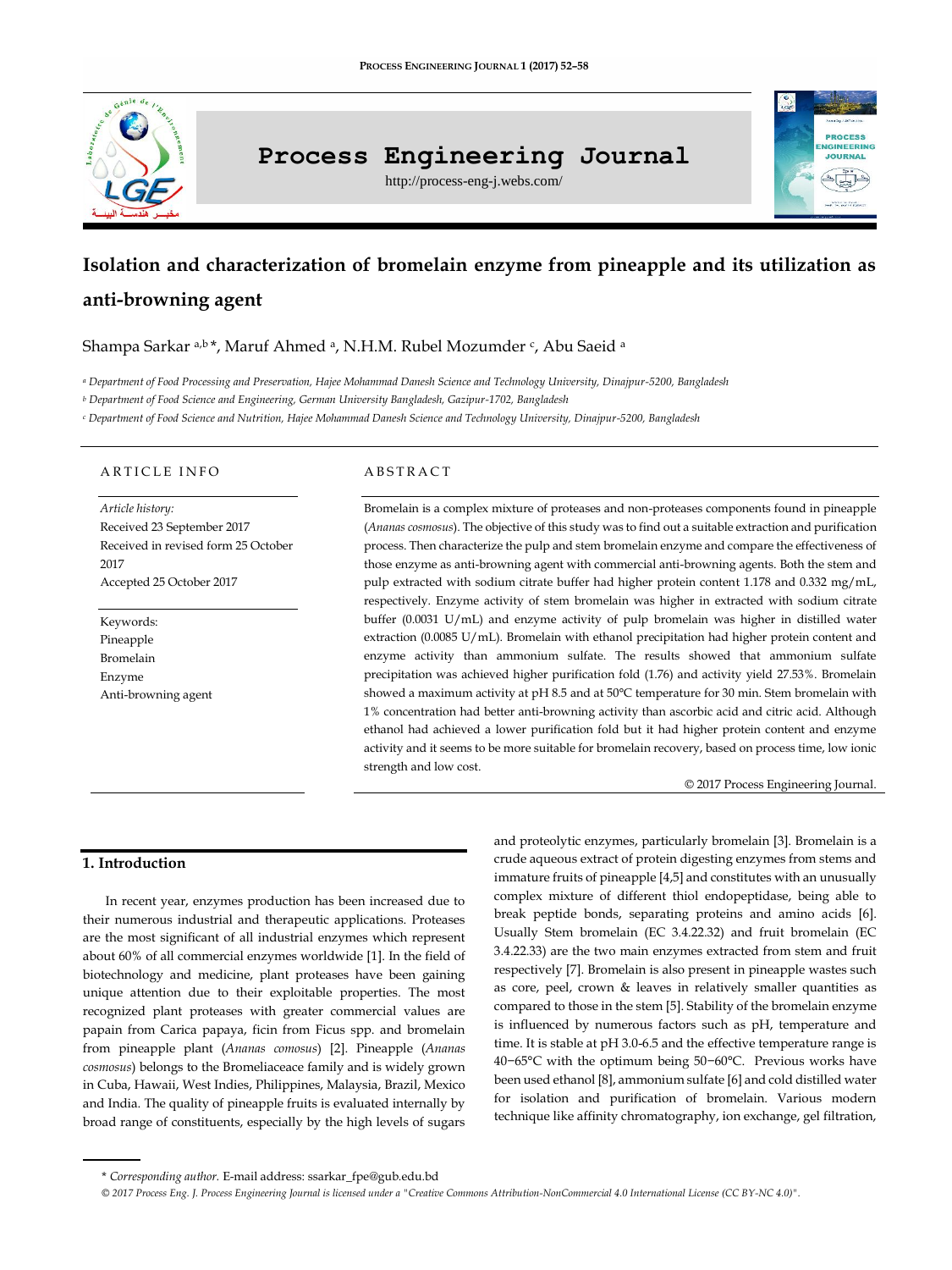# Isolation and characterization of bromelain enzyme from pineapple and its utilization as anti-browning agent

Shampa Sarkar [a,b]*, Maruf Ahmed [a], N.H.M. Rubel Mozumder [c], Abu Saeid [a]

[a] *Department of Food Processing and Preservation, Hajee Mohammad Danesh Science and Technology University, Dinajpur-5200, Bangladesh*

[b] *Department of Food Science and Engineering, German University Bangladesh, Gazipur-1702, Bangladesh*

[c] *Department of Food Science and Nutrition, Hajee Mohammad Danesh Science and Technology University, Dinajpur-5200, Bangladesh*

## ARTICLE INFO

*Article history:*
Received 23 September 2017
Received in revised form 25 October 2017
Accepted 25 October 2017

Keywords:
Pineapple
Bromelain
Enzyme
Anti-browning agent

## ABSTRACT

Bromelain is a complex mixture of proteases and non-proteases components found in pineapple (*Ananas cosmosus*). The objective of this study was to find out a suitable extraction and purification process. Then characterize the pulp and stem bromelain enzyme and compare the effectiveness of those enzyme as anti-browning agent with commercial anti-browning agents. Both the stem and pulp extracted with sodium citrate buffer had higher protein content 1.178 and 0.332 mg/mL, respectively. Enzyme activity of stem bromelain was higher in extracted with sodium citrate buffer (0.0031 U/mL) and enzyme activity of pulp bromelain was higher in distilled water extraction (0.0085 U/mL). Bromelain with ethanol precipitation had higher protein content and enzyme activity than ammonium sulfate. The results showed that ammonium sulfate precipitation was achieved higher purification fold (1.76) and activity yield 27.53%. Bromelain showed a maximum activity at pH 8.5 and at 50°C temperature for 30 min. Stem bromelain with 1% concentration had better anti-browning activity than ascorbic acid and citric acid. Although ethanol had achieved a lower purification fold but it had higher protein content and enzyme activity and it seems to be more suitable for bromelain recovery, based on process time, low ionic strength and low cost.

© 2017 Process Engineering Journal.

## 1. Introduction

In recent year, enzymes production has been increased due to their numerous industrial and therapeutic applications. Proteases are the most significant of all industrial enzymes which represent about 60% of all commercial enzymes worldwide [1]. In the field of biotechnology and medicine, plant proteases have been gaining unique attention due to their exploitable properties. The most recognized plant proteases with greater commercial values are papain from Carica papaya, ficin from Ficus spp. and bromelain from pineapple plant (*Ananas comosus*) [2]. Pineapple (*Ananas cosmosus*) belongs to the Bromeliaceae family and is widely grown in Cuba, Hawaii, West Indies, Philippines, Malaysia, Brazil, Mexico and India. The quality of pineapple fruits is evaluated internally by broad range of constituents, especially by the high levels of sugars and proteolytic enzymes, particularly bromelain [3]. Bromelain is a crude aqueous extract of protein digesting enzymes from stems and immature fruits of pineapple [4,5] and constitutes with an unusually complex mixture of different thiol endopeptidase, being able to break peptide bonds, separating proteins and amino acids [6]. Usually Stem bromelain (EC 3.4.22.32) and fruit bromelain (EC 3.4.22.33) are the two main enzymes extracted from stem and fruit respectively [7]. Bromelain is also present in pineapple wastes such as core, peel, crown & leaves in relatively smaller quantities as compared to those in the stem [5]. Stability of the bromelain enzyme is influenced by numerous factors such as pH, temperature and time. It is stable at pH 3.0-6.5 and the effective temperature range is 40−65°C with the optimum being 50−60°C. Previous works have been used ethanol [8], ammonium sulfate [6] and cold distilled water for isolation and purification of bromelain. Various modern technique like affinity chromatography, ion exchange, gel filtration,

\* *Corresponding author.* E-mail address: ssarkar_fpe@gub.edu.bd

*© 2017 Process Eng. J. Process Engineering Journal is licensed under a "Creative Commons Attribution-NonCommercial 4.0 International License (CC BY-NC 4.0)".*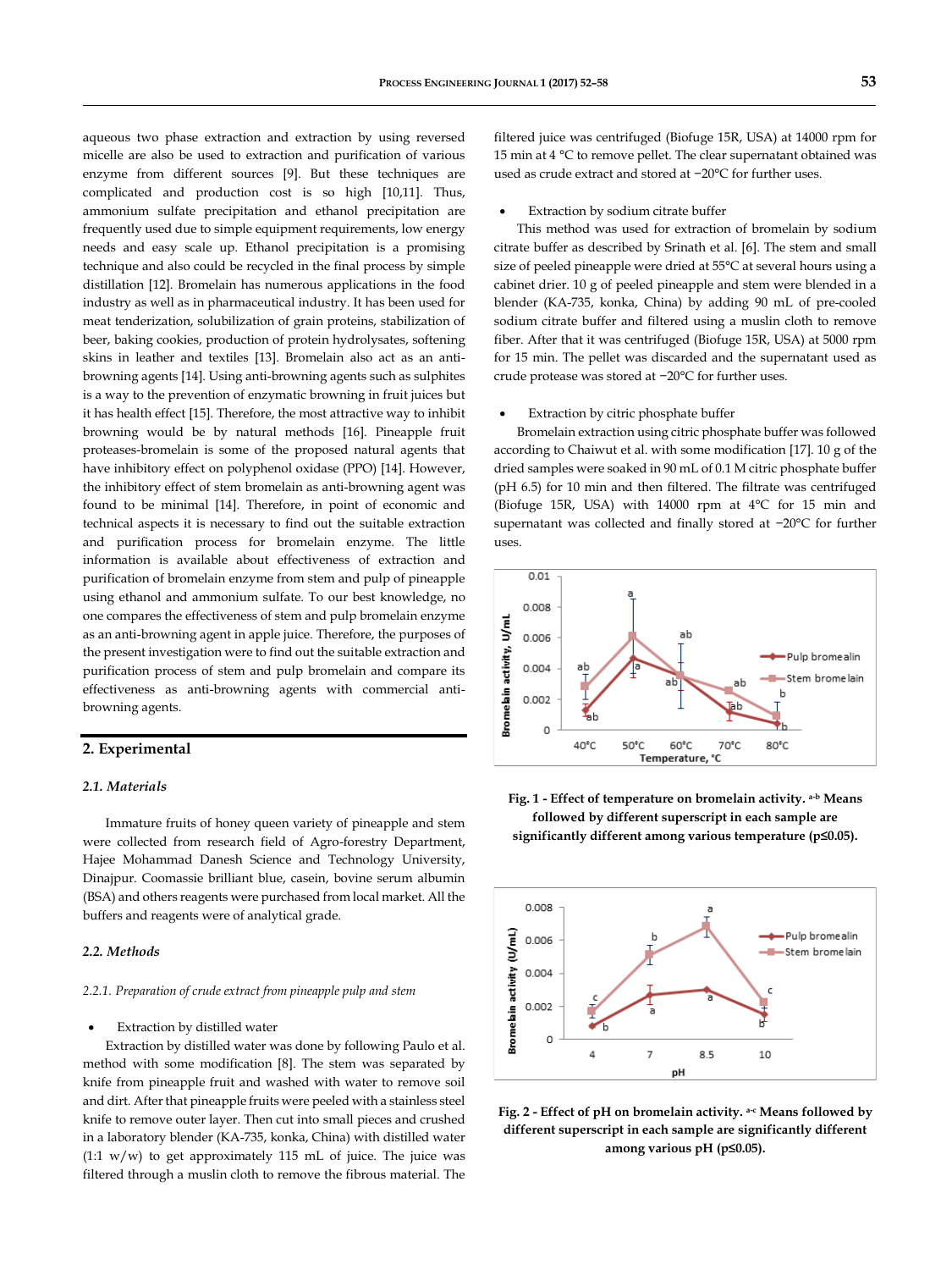aqueous two phase extraction and extraction by using reversed micelle are also be used to extraction and purification of various enzyme from different sources [9]. But these techniques are complicated and production cost is so high [10,11]. Thus, ammonium sulfate precipitation and ethanol precipitation are frequently used due to simple equipment requirements, low energy needs and easy scale up. Ethanol precipitation is a promising technique and also could be recycled in the final process by simple distillation [12]. Bromelain has numerous applications in the food industry as well as in pharmaceutical industry. It has been used for meat tenderization, solubilization of grain proteins, stabilization of beer, baking cookies, production of protein hydrolysates, softening skins in leather and textiles [13]. Bromelain also act as an anti-browning agents [14]. Using anti-browning agents such as sulphites is a way to the prevention of enzymatic browning in fruit juices but it has health effect [15]. Therefore, the most attractive way to inhibit browning would be by natural methods [16]. Pineapple fruit proteases-bromelain is some of the proposed natural agents that have inhibitory effect on polyphenol oxidase (PPO) [14]. However, the inhibitory effect of stem bromelain as anti-browning agent was found to be minimal [14]. Therefore, in point of economic and technical aspects it is necessary to find out the suitable extraction and purification process for bromelain enzyme. The little information is available about effectiveness of extraction and purification of bromelain enzyme from stem and pulp of pineapple using ethanol and ammonium sulfate. To our best knowledge, no one compares the effectiveness of stem and pulp bromelain enzyme as an anti-browning agent in apple juice. Therefore, the purposes of the present investigation were to find out the suitable extraction and purification process of stem and pulp bromelain and compare its effectiveness as anti-browning agents with commercial anti-browning agents.

## 2. Experimental

### 2.1. Materials

Immature fruits of honey queen variety of pineapple and stem were collected from research field of Agro-forestry Department, Hajee Mohammad Danesh Science and Technology University, Dinajpur. Coomassie brilliant blue, casein, bovine serum albumin (BSA) and others reagents were purchased from local market. All the buffers and reagents were of analytical grade.

### 2.2. Methods

#### 2.2.1. Preparation of crude extract from pineapple pulp and stem

- Extraction by distilled water

Extraction by distilled water was done by following Paulo et al. method with some modification [8]. The stem was separated by knife from pineapple fruit and washed with water to remove soil and dirt. After that pineapple fruits were peeled with a stainless steel knife to remove outer layer. Then cut into small pieces and crushed in a laboratory blender (KA-735, konka, China) with distilled water (1:1 w/w) to get approximately 115 mL of juice. The juice was filtered through a muslin cloth to remove the fibrous material. The filtered juice was centrifuged (Biofuge 15R, USA) at 14000 rpm for 15 min at 4 °C to remove pellet. The clear supernatant obtained was used as crude extract and stored at −20°C for further uses.

- Extraction by sodium citrate buffer

This method was used for extraction of bromelain by sodium citrate buffer as described by Srinath et al. [6]. The stem and small size of peeled pineapple were dried at 55°C at several hours using a cabinet drier. 10 g of peeled pineapple and stem were blended in a blender (KA-735, konka, China) by adding 90 mL of pre-cooled sodium citrate buffer and filtered using a muslin cloth to remove fiber. After that it was centrifuged (Biofuge 15R, USA) at 5000 rpm for 15 min. The pellet was discarded and the supernatant used as crude protease was stored at −20°C for further uses.

- Extraction by citric phosphate buffer

Bromelain extraction using citric phosphate buffer was followed according to Chaiwut et al. with some modification [17]. 10 g of the dried samples were soaked in 90 mL of 0.1 M citric phosphate buffer (pH 6.5) for 10 min and then filtered. The filtrate was centrifuged (Biofuge 15R, USA) with 14000 rpm at 4°C for 15 min and supernatant was collected and finally stored at −20°C for further uses.

**Fig. 1 - Effect of temperature on bromelain activity. [a-b] Means followed by different superscript in each sample are significantly different among various temperature (p≤0.05).**

**Fig. 2 - Effect of pH on bromelain activity. [a-c] Means followed by different superscript in each sample are significantly different among various pH (p≤0.05).**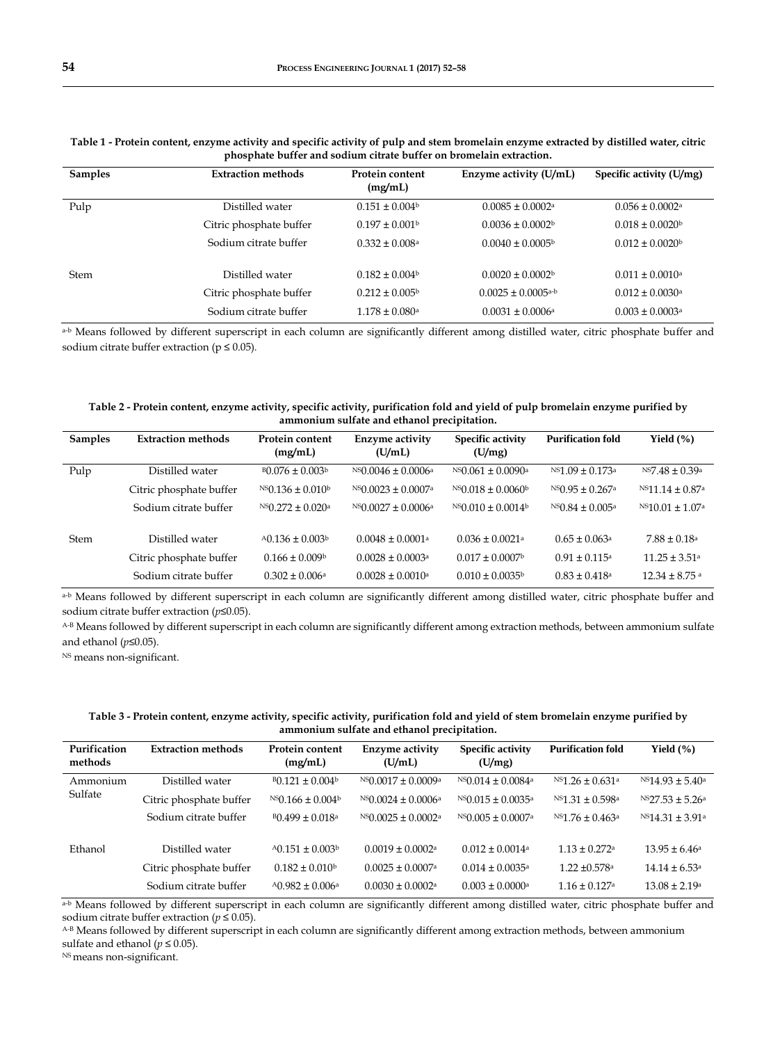**Table 1 - Protein content, enzyme activity and specific activity of pulp and stem bromelain enzyme extracted by distilled water, citric phosphate buffer and sodium citrate buffer on bromelain extraction.**

| Samples | Extraction methods | Protein content (mg/mL) | Enzyme activity (U/mL) | Specific activity (U/mg) |
|---|---|---|---|---|
| Pulp | Distilled water | $0.151 \pm 0.004^{b}$ | $0.0085 \pm 0.0002^{a}$ | $0.056 \pm 0.0002^{a}$ |
| | Citric phosphate buffer | $0.197 \pm 0.001^{b}$ | $0.0036 \pm 0.0002^{b}$ | $0.018 \pm 0.0020^{b}$ |
| | Sodium citrate buffer | $0.332 \pm 0.008^{a}$ | $0.0040 \pm 0.0005^{b}$ | $0.012 \pm 0.0020^{b}$ |
| Stem | Distilled water | $0.182 \pm 0.004^{b}$ | $0.0020 \pm 0.0002^{b}$ | $0.011 \pm 0.0010^{a}$ |
| | Citric phosphate buffer | $0.212 \pm 0.005^{b}$ | $0.0025 \pm 0.0005^{a\text{-}b}$ | $0.012 \pm 0.0030^{a}$ |
| | Sodium citrate buffer | $1.178 \pm 0.080^{a}$ | $0.0031 \pm 0.0006^{a}$ | $0.003 \pm 0.0003^{a}$ |

[a-b] Means followed by different superscript in each column are significantly different among distilled water, citric phosphate buffer and sodium citrate buffer extraction ($p \leq 0.05$).

**Table 2 - Protein content, enzyme activity, specific activity, purification fold and yield of pulp bromelain enzyme purified by ammonium sulfate and ethanol precipitation.**

| Samples | Extraction methods | Protein content (mg/mL) | Enzyme activity (U/mL) | Specific activity (U/mg) | Purification fold | Yield (%) |
|---|---|---|---|---|---|---|
| Pulp | Distilled water | $^{B}0.076 \pm 0.003^{b}$ | $^{NS}0.0046 \pm 0.0006^{a}$ | $^{NS}0.061 \pm 0.0090^{a}$ | $^{NS}1.09 \pm 0.173^{a}$ | $^{NS}7.48 \pm 0.39^{a}$ |
| | Citric phosphate buffer | $^{NS}0.136 \pm 0.010^{b}$ | $^{NS}0.0023 \pm 0.0007^{a}$ | $^{NS}0.018 \pm 0.0060^{b}$ | $^{NS}0.95 \pm 0.267^{a}$ | $^{NS}11.14 \pm 0.87^{a}$ |
| | Sodium citrate buffer | $^{NS}0.272 \pm 0.020^{a}$ | $^{NS}0.0027 \pm 0.0006^{a}$ | $^{NS}0.010 \pm 0.0014^{b}$ | $^{NS}0.84 \pm 0.005^{a}$ | $^{NS}10.01 \pm 1.07^{a}$ |
| Stem | Distilled water | $^{A}0.136 \pm 0.003^{b}$ | $0.0048 \pm 0.0001^{a}$ | $0.036 \pm 0.0021^{a}$ | $0.65 \pm 0.063^{a}$ | $7.88 \pm 0.18^{a}$ |
| | Citric phosphate buffer | $0.166 \pm 0.009^{b}$ | $0.0028 \pm 0.0003^{a}$ | $0.017 \pm 0.0007^{b}$ | $0.91 \pm 0.115^{a}$ | $11.25 \pm 3.51^{a}$ |
| | Sodium citrate buffer | $0.302 \pm 0.006^{a}$ | $0.0028 \pm 0.0010^{a}$ | $0.010 \pm 0.0035^{b}$ | $0.83 \pm 0.418^{a}$ | $12.34 \pm 8.75^{a}$ |

[a-b] Means followed by different superscript in each column are significantly different among distilled water, citric phosphate buffer and sodium citrate buffer extraction ($p \leq 0.05$).

[A-B] Means followed by different superscript in each column are significantly different among extraction methods, between ammonium sulfate and ethanol ($p \leq 0.05$).

[NS] means non-significant.

**Table 3 - Protein content, enzyme activity, specific activity, purification fold and yield of stem bromelain enzyme purified by ammonium sulfate and ethanol precipitation.**

| Purification methods | Extraction methods | Protein content (mg/mL) | Enzyme activity (U/mL) | Specific activity (U/mg) | Purification fold | Yield (%) |
|---|---|---|---|---|---|---|
| Ammonium Sulfate | Distilled water | $^{B}0.121 \pm 0.004^{b}$ | $^{NS}0.0017 \pm 0.0009^{a}$ | $^{NS}0.014 \pm 0.0084^{a}$ | $^{NS}1.26 \pm 0.631^{a}$ | $^{NS}14.93 \pm 5.40^{a}$ |
| | Citric phosphate buffer | $^{NS}0.166 \pm 0.004^{b}$ | $^{NS}0.0024 \pm 0.0006^{a}$ | $^{NS}0.015 \pm 0.0035^{a}$ | $^{NS}1.31 \pm 0.598^{a}$ | $^{NS}27.53 \pm 5.26^{a}$ |
| | Sodium citrate buffer | $^{B}0.499 \pm 0.018^{a}$ | $^{NS}0.0025 \pm 0.0002^{a}$ | $^{NS}0.005 \pm 0.0007^{a}$ | $^{NS}1.76 \pm 0.463^{a}$ | $^{NS}14.31 \pm 3.91^{a}$ |
| Ethanol | Distilled water | $^{A}0.151 \pm 0.003^{b}$ | $0.0019 \pm 0.0002^{a}$ | $0.012 \pm 0.0014^{a}$ | $1.13 \pm 0.272^{a}$ | $13.95 \pm 6.46^{a}$ |
| | Citric phosphate buffer | $0.182 \pm 0.010^{b}$ | $0.0025 \pm 0.0007^{a}$ | $0.014 \pm 0.0035^{a}$ | $1.22 \pm 0.578^{a}$ | $14.14 \pm 6.53^{a}$ |
| | Sodium citrate buffer | $^{A}0.982 \pm 0.006^{a}$ | $0.0030 \pm 0.0002^{a}$ | $0.003 \pm 0.0000^{a}$ | $1.16 \pm 0.127^{a}$ | $13.08 \pm 2.19^{a}$ |

[a-b] Means followed by different superscript in each column are significantly different among distilled water, citric phosphate buffer and sodium citrate buffer extraction ($p \leq 0.05$).

[A-B] Means followed by different superscript in each column are significantly different among extraction methods, between ammonium sulfate and ethanol ($p \leq 0.05$).

[NS] means non-significant.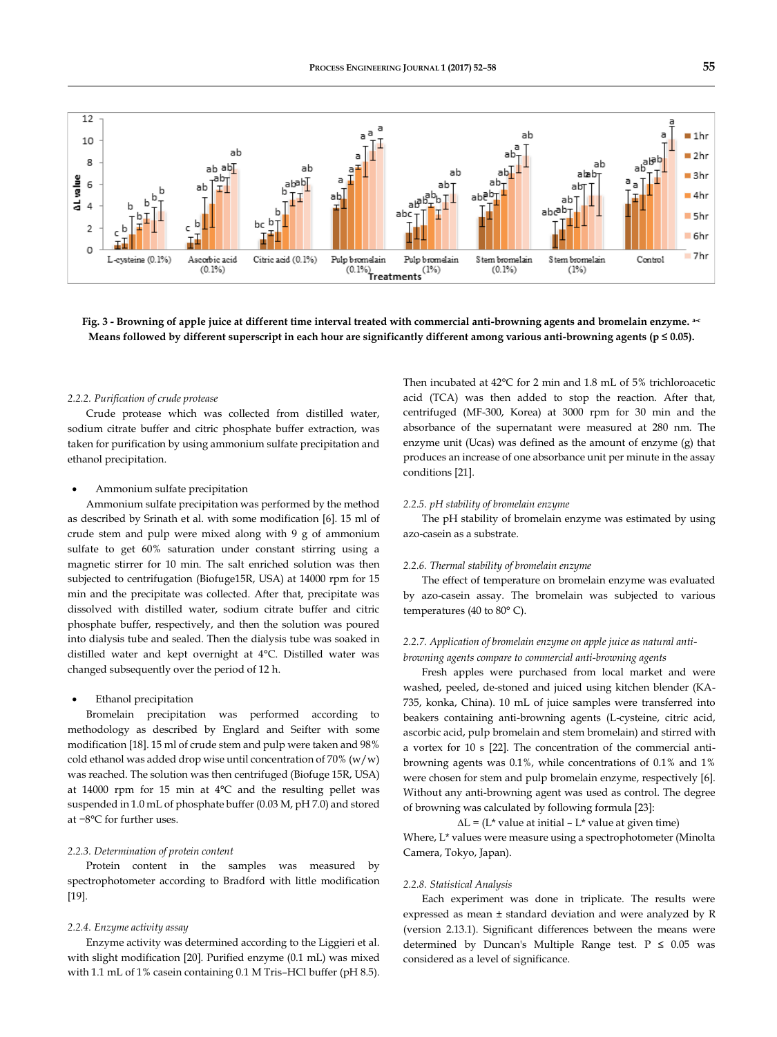**Fig. 3 - Browning of apple juice at different time interval treated with commercial anti-browning agents and bromelain enzyme.** [a-c] **Means followed by different superscript in each hour are significantly different among various anti-browning agents ($p \leq 0.05$).**

*2.2.2. Purification of crude protease*

Crude protease which was collected from distilled water, sodium citrate buffer and citric phosphate buffer extraction, was taken for purification by using ammonium sulfate precipitation and ethanol precipitation.

- Ammonium sulfate precipitation

Ammonium sulfate precipitation was performed by the method as described by Srinath et al. with some modification [6]. 15 ml of crude stem and pulp were mixed along with 9 g of ammonium sulfate to get 60% saturation under constant stirring using a magnetic stirrer for 10 min. The salt enriched solution was then subjected to centrifugation (Biofuge15R, USA) at 14000 rpm for 15 min and the precipitate was collected. After that, precipitate was dissolved with distilled water, sodium citrate buffer and citric phosphate buffer, respectively, and then the solution was poured into dialysis tube and sealed. Then the dialysis tube was soaked in distilled water and kept overnight at 4°C. Distilled water was changed subsequently over the period of 12 h.

- Ethanol precipitation

Bromelain precipitation was performed according to methodology as described by Englard and Seifter with some modification [18]. 15 ml of crude stem and pulp were taken and 98% cold ethanol was added drop wise until concentration of 70% (w/w) was reached. The solution was then centrifuged (Biofuge 15R, USA) at 14000 rpm for 15 min at 4°C and the resulting pellet was suspended in 1.0 mL of phosphate buffer (0.03 M, pH 7.0) and stored at −8°C for further uses.

*2.2.3. Determination of protein content*

Protein content in the samples was measured by spectrophotometer according to Bradford with little modification [19].

*2.2.4. Enzyme activity assay*

Enzyme activity was determined according to the Liggieri et al. with slight modification [20]. Purified enzyme (0.1 mL) was mixed with 1.1 mL of 1% casein containing 0.1 M Tris–HCl buffer (pH 8.5). Then incubated at 42°C for 2 min and 1.8 mL of 5% trichloroacetic acid (TCA) was then added to stop the reaction. After that, centrifuged (MF-300, Korea) at 3000 rpm for 30 min and the absorbance of the supernatant were measured at 280 nm. The enzyme unit (Ucas) was defined as the amount of enzyme (g) that produces an increase of one absorbance unit per minute in the assay conditions [21].

*2.2.5. pH stability of bromelain enzyme*

The pH stability of bromelain enzyme was estimated by using azo-casein as a substrate.

*2.2.6. Thermal stability of bromelain enzyme*

The effect of temperature on bromelain enzyme was evaluated by azo-casein assay. The bromelain was subjected to various temperatures (40 to 80° C).

*2.2.7. Application of bromelain enzyme on apple juice as natural anti-browning agents compare to commercial anti-browning agents*

Fresh apples were purchased from local market and were washed, peeled, de-stoned and juiced using kitchen blender (KA-735, konka, China). 10 mL of juice samples were transferred into beakers containing anti-browning agents (L-cysteine, citric acid, ascorbic acid, pulp bromelain and stem bromelain) and stirred with a vortex for 10 s [22]. The concentration of the commercial anti-browning agents was 0.1%, while concentrations of 0.1% and 1% were chosen for stem and pulp bromelain enzyme, respectively [6]. Without any anti-browning agent was used as control. The degree of browning was calculated by following formula [23]:

$$\Delta L = (L^* \text{ value at initial} - L^* \text{ value at given time})$$

Where, $L^*$ values were measure using a spectrophotometer (Minolta Camera, Tokyo, Japan).

*2.2.8. Statistical Analysis*

Each experiment was done in triplicate. The results were expressed as mean ± standard deviation and were analyzed by R (version 2.13.1). Significant differences between the means were determined by Duncan's Multiple Range test. $P \leq 0.05$ was considered as a level of significance.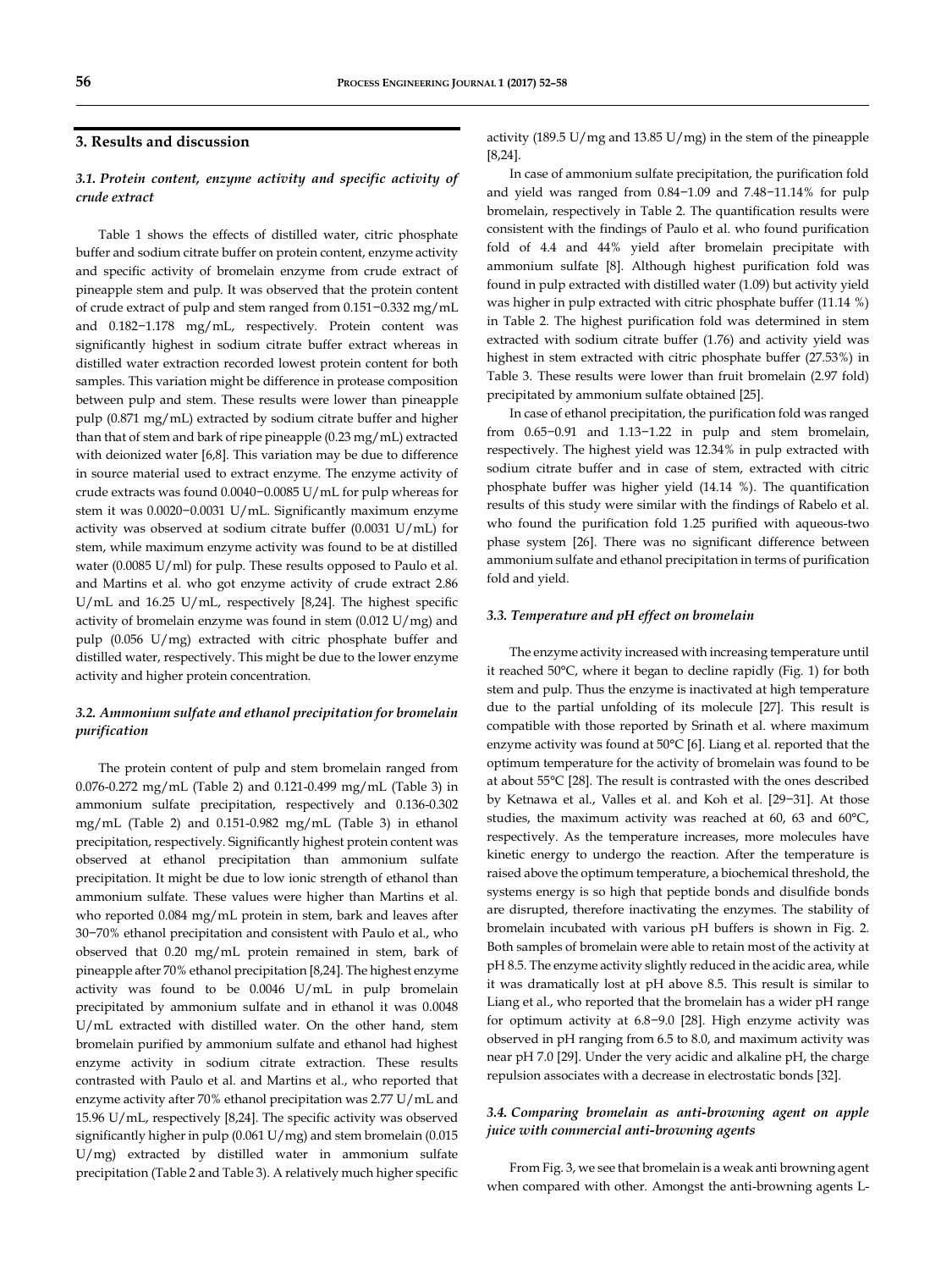## 3. Results and discussion

### 3.1. Protein content, enzyme activity and specific activity of crude extract

Table 1 shows the effects of distilled water, citric phosphate buffer and sodium citrate buffer on protein content, enzyme activity and specific activity of bromelain enzyme from crude extract of pineapple stem and pulp. It was observed that the protein content of crude extract of pulp and stem ranged from 0.151−0.332 mg/mL and 0.182−1.178 mg/mL, respectively. Protein content was significantly highest in sodium citrate buffer extract whereas in distilled water extraction recorded lowest protein content for both samples. This variation might be difference in protease composition between pulp and stem. These results were lower than pineapple pulp (0.871 mg/mL) extracted by sodium citrate buffer and higher than that of stem and bark of ripe pineapple (0.23 mg/mL) extracted with deionized water [6,8]. This variation may be due to difference in source material used to extract enzyme. The enzyme activity of crude extracts was found 0.0040−0.0085 U/mL for pulp whereas for stem it was 0.0020−0.0031 U/mL. Significantly maximum enzyme activity was observed at sodium citrate buffer (0.0031 U/mL) for stem, while maximum enzyme activity was found to be at distilled water (0.0085 U/ml) for pulp. These results opposed to Paulo et al. and Martins et al. who got enzyme activity of crude extract 2.86 U/mL and 16.25 U/mL, respectively [8,24]. The highest specific activity of bromelain enzyme was found in stem (0.012 U/mg) and pulp (0.056 U/mg) extracted with citric phosphate buffer and distilled water, respectively. This might be due to the lower enzyme activity and higher protein concentration.

### 3.2. Ammonium sulfate and ethanol precipitation for bromelain purification

The protein content of pulp and stem bromelain ranged from 0.076-0.272 mg/mL (Table 2) and 0.121-0.499 mg/mL (Table 3) in ammonium sulfate precipitation, respectively and 0.136-0.302 mg/mL (Table 2) and 0.151-0.982 mg/mL (Table 3) in ethanol precipitation, respectively. Significantly highest protein content was observed at ethanol precipitation than ammonium sulfate precipitation. It might be due to low ionic strength of ethanol than ammonium sulfate. These values were higher than Martins et al. who reported 0.084 mg/mL protein in stem, bark and leaves after 30−70% ethanol precipitation and consistent with Paulo et al., who observed that 0.20 mg/mL protein remained in stem, bark of pineapple after 70% ethanol precipitation [8,24]. The highest enzyme activity was found to be 0.0046 U/mL in pulp bromelain precipitated by ammonium sulfate and in ethanol it was 0.0048 U/mL extracted with distilled water. On the other hand, stem bromelain purified by ammonium sulfate and ethanol had highest enzyme activity in sodium citrate extraction. These results contrasted with Paulo et al. and Martins et al., who reported that enzyme activity after 70% ethanol precipitation was 2.77 U/mL and 15.96 U/mL, respectively [8,24]. The specific activity was observed significantly higher in pulp (0.061 U/mg) and stem bromelain (0.015 U/mg) extracted by distilled water in ammonium sulfate precipitation (Table 2 and Table 3). A relatively much higher specific activity (189.5 U/mg and 13.85 U/mg) in the stem of the pineapple [8,24].

In case of ammonium sulfate precipitation, the purification fold and yield was ranged from 0.84−1.09 and 7.48−11.14% for pulp bromelain, respectively in Table 2. The quantification results were consistent with the findings of Paulo et al. who found purification fold of 4.4 and 44% yield after bromelain precipitate with ammonium sulfate [8]. Although highest purification fold was found in pulp extracted with distilled water (1.09) but activity yield was higher in pulp extracted with citric phosphate buffer (11.14 %) in Table 2. The highest purification fold was determined in stem extracted with sodium citrate buffer (1.76) and activity yield was highest in stem extracted with citric phosphate buffer (27.53%) in Table 3. These results were lower than fruit bromelain (2.97 fold) precipitated by ammonium sulfate obtained [25].

In case of ethanol precipitation, the purification fold was ranged from 0.65−0.91 and 1.13−1.22 in pulp and stem bromelain, respectively. The highest yield was 12.34% in pulp extracted with sodium citrate buffer and in case of stem, extracted with citric phosphate buffer was higher yield (14.14 %). The quantification results of this study were similar with the findings of Rabelo et al. who found the purification fold 1.25 purified with aqueous-two phase system [26]. There was no significant difference between ammonium sulfate and ethanol precipitation in terms of purification fold and yield.

### 3.3. Temperature and pH effect on bromelain

The enzyme activity increased with increasing temperature until it reached 50°C, where it began to decline rapidly (Fig. 1) for both stem and pulp. Thus the enzyme is inactivated at high temperature due to the partial unfolding of its molecule [27]. This result is compatible with those reported by Srinath et al. where maximum enzyme activity was found at 50°C [6]. Liang et al. reported that the optimum temperature for the activity of bromelain was found to be at about 55°C [28]. The result is contrasted with the ones described by Ketnawa et al., Valles et al. and Koh et al. [29−31]. At those studies, the maximum activity was reached at 60, 63 and 60°C, respectively. As the temperature increases, more molecules have kinetic energy to undergo the reaction. After the temperature is raised above the optimum temperature, a biochemical threshold, the systems energy is so high that peptide bonds and disulfide bonds are disrupted, therefore inactivating the enzymes. The stability of bromelain incubated with various pH buffers is shown in Fig. 2. Both samples of bromelain were able to retain most of the activity at pH 8.5. The enzyme activity slightly reduced in the acidic area, while it was dramatically lost at pH above 8.5. This result is similar to Liang et al., who reported that the bromelain has a wider pH range for optimum activity at 6.8−9.0 [28]. High enzyme activity was observed in pH ranging from 6.5 to 8.0, and maximum activity was near pH 7.0 [29]. Under the very acidic and alkaline pH, the charge repulsion associates with a decrease in electrostatic bonds [32].

### 3.4. Comparing bromelain as anti-browning agent on apple juice with commercial anti-browning agents

From Fig. 3, we see that bromelain is a weak anti browning agent when compared with other. Amongst the anti-browning agents L-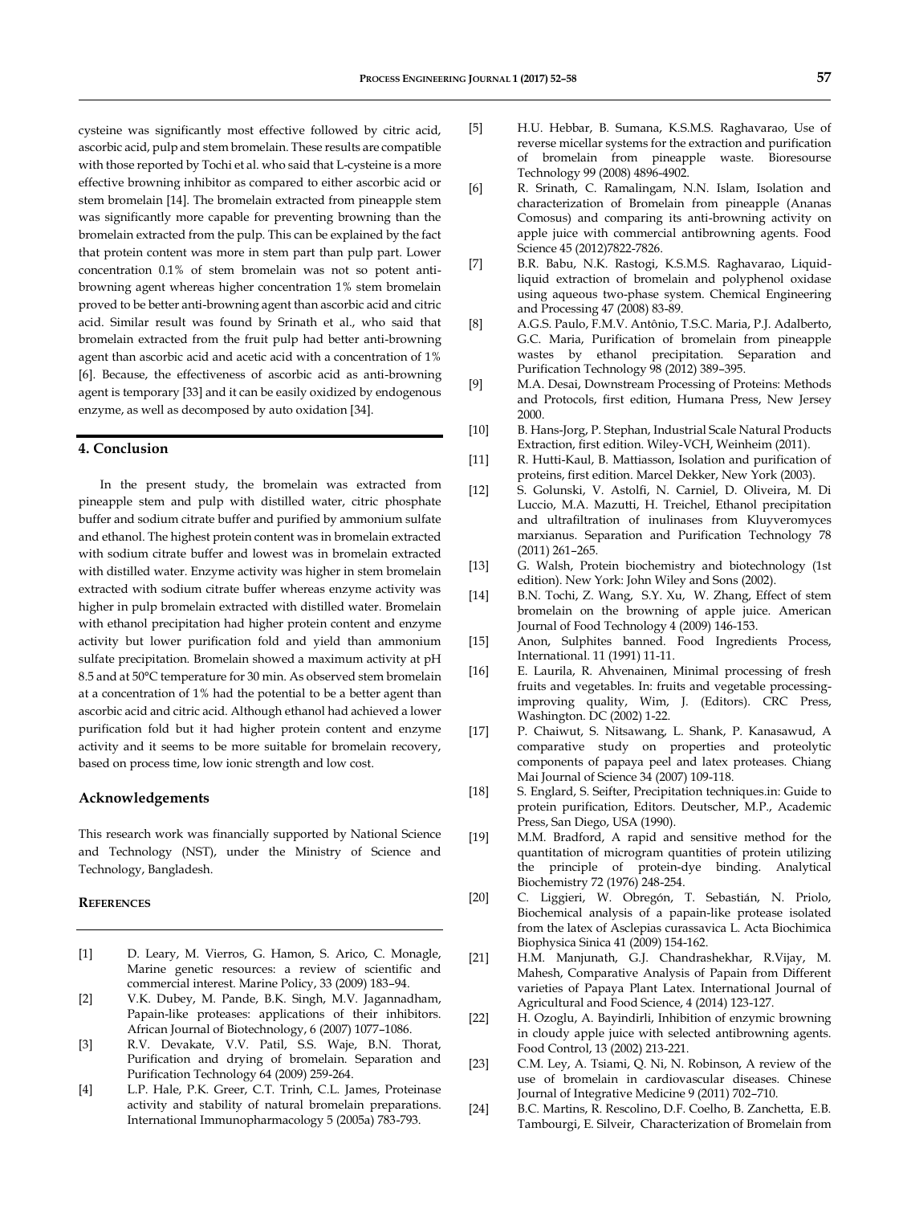cysteine was significantly most effective followed by citric acid, ascorbic acid, pulp and stem bromelain. These results are compatible with those reported by Tochi et al. who said that L-cysteine is a more effective browning inhibitor as compared to either ascorbic acid or stem bromelain [14]. The bromelain extracted from pineapple stem was significantly more capable for preventing browning than the bromelain extracted from the pulp. This can be explained by the fact that protein content was more in stem part than pulp part. Lower concentration 0.1% of stem bromelain was not so potent anti-browning agent whereas higher concentration 1% stem bromelain proved to be better anti-browning agent than ascorbic acid and citric acid. Similar result was found by Srinath et al., who said that bromelain extracted from the fruit pulp had better anti-browning agent than ascorbic acid and acetic acid with a concentration of 1% [6]. Because, the effectiveness of ascorbic acid as anti-browning agent is temporary [33] and it can be easily oxidized by endogenous enzyme, as well as decomposed by auto oxidation [34].

## 4. Conclusion

In the present study, the bromelain was extracted from pineapple stem and pulp with distilled water, citric phosphate buffer and sodium citrate buffer and purified by ammonium sulfate and ethanol. The highest protein content was in bromelain extracted with sodium citrate buffer and lowest was in bromelain extracted with distilled water. Enzyme activity was higher in stem bromelain extracted with sodium citrate buffer whereas enzyme activity was higher in pulp bromelain extracted with distilled water. Bromelain with ethanol precipitation had higher protein content and enzyme activity but lower purification fold and yield than ammonium sulfate precipitation. Bromelain showed a maximum activity at pH 8.5 and at 50°C temperature for 30 min. As observed stem bromelain at a concentration of 1% had the potential to be a better agent than ascorbic acid and citric acid. Although ethanol had achieved a lower purification fold but it had higher protein content and enzyme activity and it seems to be more suitable for bromelain recovery, based on process time, low ionic strength and low cost.

## Acknowledgements

This research work was financially supported by National Science and Technology (NST), under the Ministry of Science and Technology, Bangladesh.

## References

[1] D. Leary, M. Vierros, G. Hamon, S. Arico, C. Monagle, Marine genetic resources: a review of scientific and commercial interest. Marine Policy, 33 (2009) 183–94.

[2] V.K. Dubey, M. Pande, B.K. Singh, M.V. Jagannadham, Papain-like proteases: applications of their inhibitors. African Journal of Biotechnology, 6 (2007) 1077–1086.

[3] R.V. Devakate, V.V. Patil, S.S. Waje, B.N. Thorat, Purification and drying of bromelain. Separation and Purification Technology 64 (2009) 259-264.

[4] L.P. Hale, P.K. Greer, C.T. Trinh, C.L. James, Proteinase activity and stability of natural bromelain preparations. International Immunopharmacology 5 (2005a) 783-793.

[5] H.U. Hebbar, B. Sumana, K.S.M.S. Raghavarao, Use of reverse micellar systems for the extraction and purification of bromelain from pineapple waste. Bioresourse Technology 99 (2008) 4896-4902.

[6] R. Srinath, C. Ramalingam, N.N. Islam, Isolation and characterization of Bromelain from pineapple (Ananas Comosus) and comparing its anti-browning activity on apple juice with commercial antibrowning agents. Food Science 45 (2012)7822-7826.

[7] B.R. Babu, N.K. Rastogi, K.S.M.S. Raghavarao, Liquid-liquid extraction of bromelain and polyphenol oxidase using aqueous two-phase system. Chemical Engineering and Processing 47 (2008) 83-89.

[8] A.G.S. Paulo, F.M.V. Antônio, T.S.C. Maria, P.J. Adalberto, G.C. Maria, Purification of bromelain from pineapple wastes by ethanol precipitation. Separation and Purification Technology 98 (2012) 389–395.

[9] M.A. Desai, Downstream Processing of Proteins: Methods and Protocols, first edition, Humana Press, New Jersey 2000.

[10] B. Hans-Jorg, P. Stephan, Industrial Scale Natural Products Extraction, first edition. Wiley-VCH, Weinheim (2011).

[11] R. Hutti-Kaul, B. Mattiasson, Isolation and purification of proteins, first edition. Marcel Dekker, New York (2003).

[12] S. Golunski, V. Astolfi, N. Carniel, D. Oliveira, M. Di Luccio, M.A. Mazutti, H. Treichel, Ethanol precipitation and ultrafiltration of inulinases from Kluyveromyces marxianus. Separation and Purification Technology 78 (2011) 261–265.

[13] G. Walsh, Protein biochemistry and biotechnology (1st edition). New York: John Wiley and Sons (2002).

[14] B.N. Tochi, Z. Wang, S.Y. Xu, W. Zhang, Effect of stem bromelain on the browning of apple juice. American Journal of Food Technology 4 (2009) 146-153.

[15] Anon, Sulphites banned. Food Ingredients Process, International. 11 (1991) 11-11.

[16] E. Laurila, R. Ahvenainen, Minimal processing of fresh fruits and vegetables. In: fruits and vegetable processing-improving quality, Wim, J. (Editors). CRC Press, Washington. DC (2002) 1-22.

[17] P. Chaiwut, S. Nitsawang, L. Shank, P. Kanasawud, A comparative study on properties and proteolytic components of papaya peel and latex proteases. Chiang Mai Journal of Science 34 (2007) 109-118.

[18] S. Englard, S. Seifter, Precipitation techniques.in: Guide to protein purification, Editors. Deutscher, M.P., Academic Press, San Diego, USA (1990).

[19] M.M. Bradford, A rapid and sensitive method for the quantitation of microgram quantities of protein utilizing the principle of protein-dye binding. Analytical Biochemistry 72 (1976) 248-254.

[20] C. Liggieri, W. Obregón, T. Sebastián, N. Priolo, Biochemical analysis of a papain-like protease isolated from the latex of Asclepias curassavica L. Acta Biochimica Biophysica Sinica 41 (2009) 154-162.

[21] H.M. Manjunath, G.J. Chandrashekhar, R.Vijay, M. Mahesh, Comparative Analysis of Papain from Different varieties of Papaya Plant Latex. International Journal of Agricultural and Food Science, 4 (2014) 123-127.

[22] H. Ozoglu, A. Bayindirli, Inhibition of enzymic browning in cloudy apple juice with selected antibrowning agents. Food Control, 13 (2002) 213-221.

[23] C.M. Ley, A. Tsiami, Q. Ni, N. Robinson, A review of the use of bromelain in cardiovascular diseases. Chinese Journal of Integrative Medicine 9 (2011) 702–710.

[24] B.C. Martins, R. Rescolino, D.F. Coelho, B. Zanchetta, E.B. Tambourgi, E. Silveir, Characterization of Bromelain from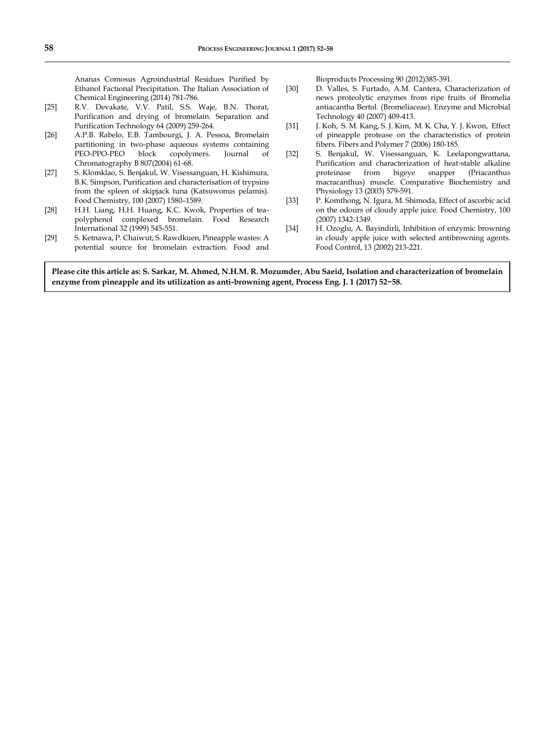Ananas Comosus Agroindustrial Residues Purified by Ethanol Factional Precipitation. The Italian Association of Chemical Engineering (2014) 781-786.

[25] R.V. Devakate, V.V. Patil, S.S. Waje, B.N. Thorat, Purification and drying of bromelain. Separation and Purification Technology 64 (2009) 259-264.

[26] A.P.B. Rabelo, E.B. Tambourgi, J. A. Pessoa, Bromelain partitioning in two-phase aqueous systems containing PEO-PPO-PEO block copolymers. Journal of Chromatography B 807(2004) 61-68.

[27] S. Klomklao, S. Benjakul, W. Visessanguan, H. Kishimura, B.K. Simpson, Purification and characterisation of trypsins from the spleen of skipjack tuna (Katsuwonus pelamis). Food Chemistry, 100 (2007) 1580–1589.

[28] H.H. Liang, H.H. Huang, K.C. Kwok, Properties of tea-polyphenol complexed bromelain. Food Research International 32 (1999) 545-551.

[29] S. Ketnawa, P. Chaiwut, S. Rawdkuen, Pineapple wastes: A potential source for bromelain extraction. Food and Bioproducts Processing 90 (2012)385-391.

[30] D. Valles, S. Furtado, A.M. Cantera, Characterization of news proteolytic enzymes from ripe fruits of Bromelia antiacantha Bertol. (Bromeliaceae). Enzyme and Microbial Technology 40 (2007) 409-413.

[31] J. Koh, S. M. Kang, S. J. Kim, M. K. Cha, Y. J. Kwon, Effect of pineapple protease on the characteristics of protein fibers. Fibers and Polymer 7 (2006) 180-185.

[32] S. Benjakul, W. Visessanguan, K. Leelapongwattana, Purification and characterization of heat-stable alkaline proteinase from bigeye snapper (Priacanthus macracanthus) muscle. Comparative Biochemistry and Physiology 13 (2003) 579-591.

[33] P. Komthong, N. Igura, M. Shimoda, Effect of ascorbic acid on the odours of cloudy apple juice. Food Chemistry, 100 (2007) 1342-1349.

[34] H. Ozoglu, A. Bayindirli, Inhibition of enzymic browning in cloudy apple juice with selected antibrowning agents. Food Control, 13 (2002) 213-221.

**Please cite this article as: S. Sarkar, M. Ahmed, N.H.M. R. Mozumder, Abu Saeid, Isolation and characterization of bromelain enzyme from pineapple and its utilization as anti-browning agent, Process Eng. J. 1 (2017) 52−58.**